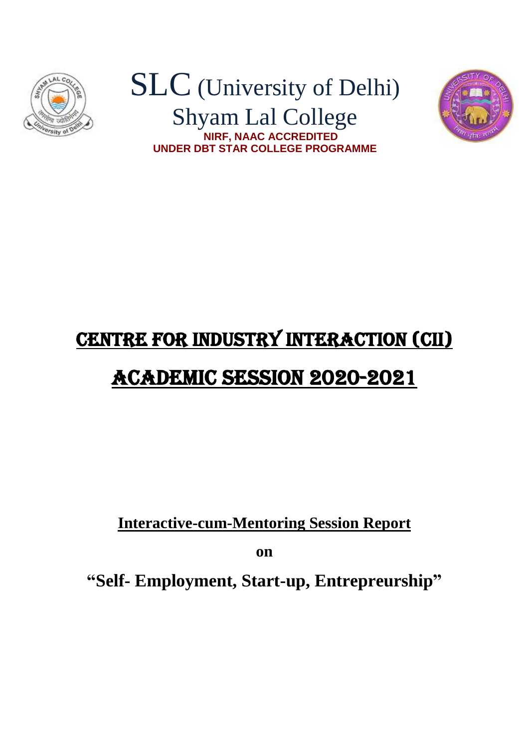# SLC (University of Delhi)

## Shyam Lal College

**NIRF, NAAC ACCREDITED**

**UNDER DBT STAR COLLEGE PROGRAMME**

# CENTRE FOR INDUSTRY INTERACTION (CII)

# ACADEMIC SESSION 2020-2021

**Interactive-cum-Mentoring Session Report**

**on**

**"Self- Employment, Start-up, Entrepreurship"**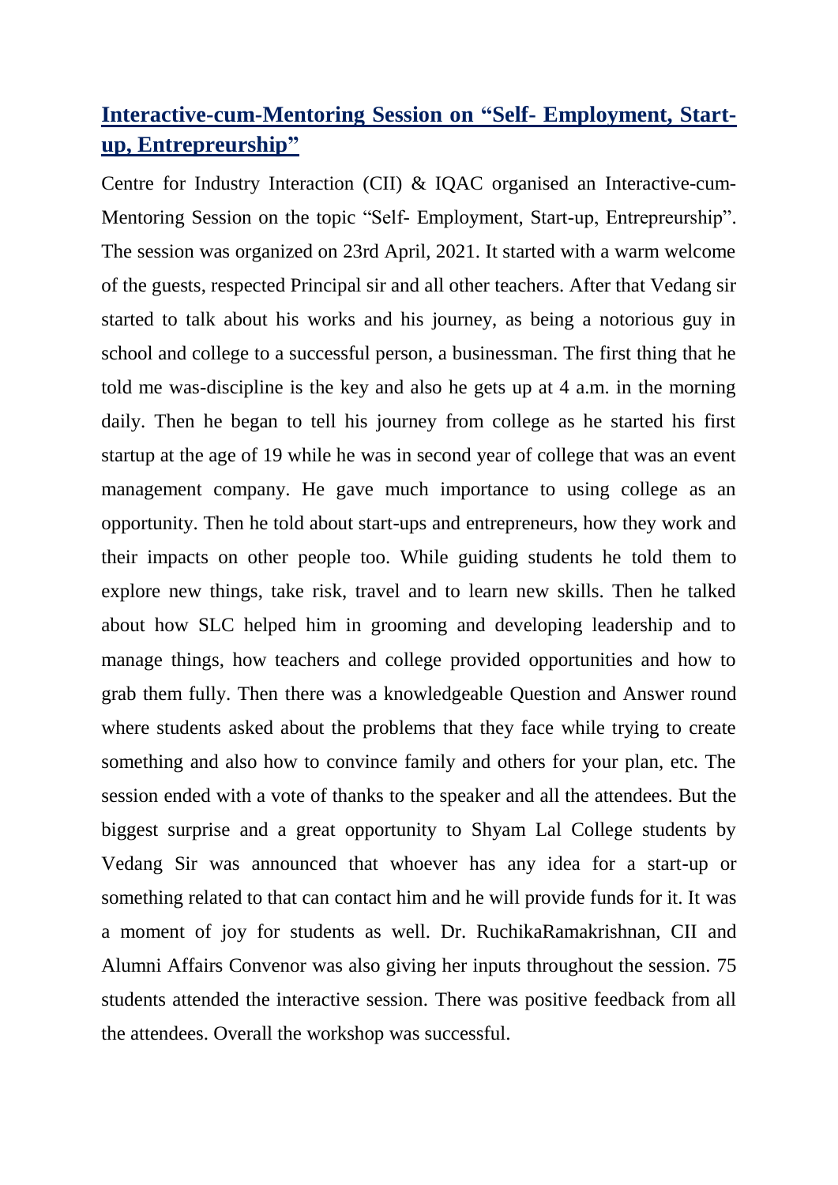## Interactive-cum-Mentoring Session on "Self- Employment, Start-up, Entrepreurship"

Centre for Industry Interaction (CII) & IQAC organised an Interactive-cum-Mentoring Session on the topic "Self- Employment, Start-up, Entrepreurship". The session was organized on 23rd April, 2021. It started with a warm welcome of the guests, respected Principal sir and all other teachers. After that Vedang sir started to talk about his works and his journey, as being a notorious guy in school and college to a successful person, a businessman. The first thing that he told me was-discipline is the key and also he gets up at 4 a.m. in the morning daily. Then he began to tell his journey from college as he started his first startup at the age of 19 while he was in second year of college that was an event management company. He gave much importance to using college as an opportunity. Then he told about start-ups and entrepreneurs, how they work and their impacts on other people too. While guiding students he told them to explore new things, take risk, travel and to learn new skills. Then he talked about how SLC helped him in grooming and developing leadership and to manage things, how teachers and college provided opportunities and how to grab them fully. Then there was a knowledgeable Question and Answer round where students asked about the problems that they face while trying to create something and also how to convince family and others for your plan, etc. The session ended with a vote of thanks to the speaker and all the attendees. But the biggest surprise and a great opportunity to Shyam Lal College students by Vedang Sir was announced that whoever has any idea for a start-up or something related to that can contact him and he will provide funds for it. It was a moment of joy for students as well. Dr. RuchikaRamakrishnan, CII and Alumni Affairs Convenor was also giving her inputs throughout the session. 75 students attended the interactive session. There was positive feedback from all the attendees. Overall the workshop was successful.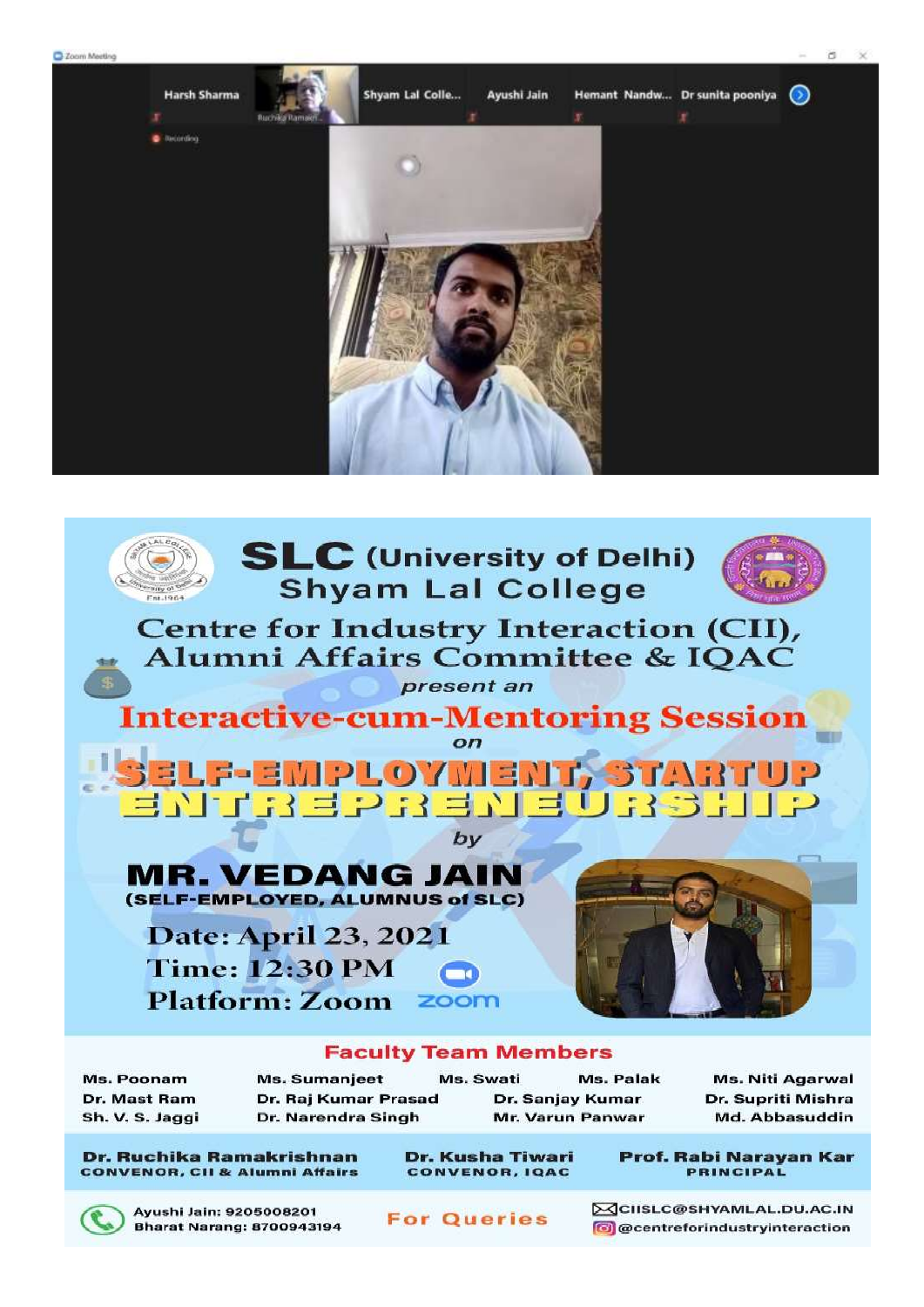Zoom Meeting

Harsh Sharma | Ruchika Ramakri... | Shyam Lal Colle... | Ayushi Jain | Hemant Nandw... | Dr sunita pooniya

Recording

# SLC (University of Delhi)

# Shyam Lal College

## Centre for Industry Interaction (CII), Alumni Affairs Committee & IQAC

*present an*

## Interactive-cum-Mentoring Session

*on*

# SELF-EMPLOYMENT, STARTUP ENTREPRENEURSHIP

*by*

## MR. VEDANG JAIN

**(SELF-EMPLOYED, ALUMNUS of SLC)**

Date: April 23, 2021

Time: 12:30 PM

Platform: Zoom

zoom

### Faculty Team Members

| | | | | |
|---|---|---|---|---|
| Ms. Poonam | Ms. Sumanjeet | Ms. Swati | Ms. Palak | Ms. Niti Agarwal |
| Dr. Mast Ram | Dr. Raj Kumar Prasad | Dr. Sanjay Kumar | Dr. Supriti Mishra | |
| Sh. V. S. Jaggi | Dr. Narendra Singh | Mr. Varun Panwar | Md. Abbasuddin | |

| | | |
|---|---|---|
| **Dr. Ruchika Ramakrishnan** | **Dr. Kusha Tiwari** | **Prof. Rabi Narayan Kar** |
| CONVENOR, CII & Alumni Affairs | CONVENOR, IQAC | PRINCIPAL |

Ayushi Jain: 9205008201
Bharat Narang: 8700943194

**For Queries**

CIISLC@SHYAMLAL.DU.AC.IN
@centreforindustryinteraction